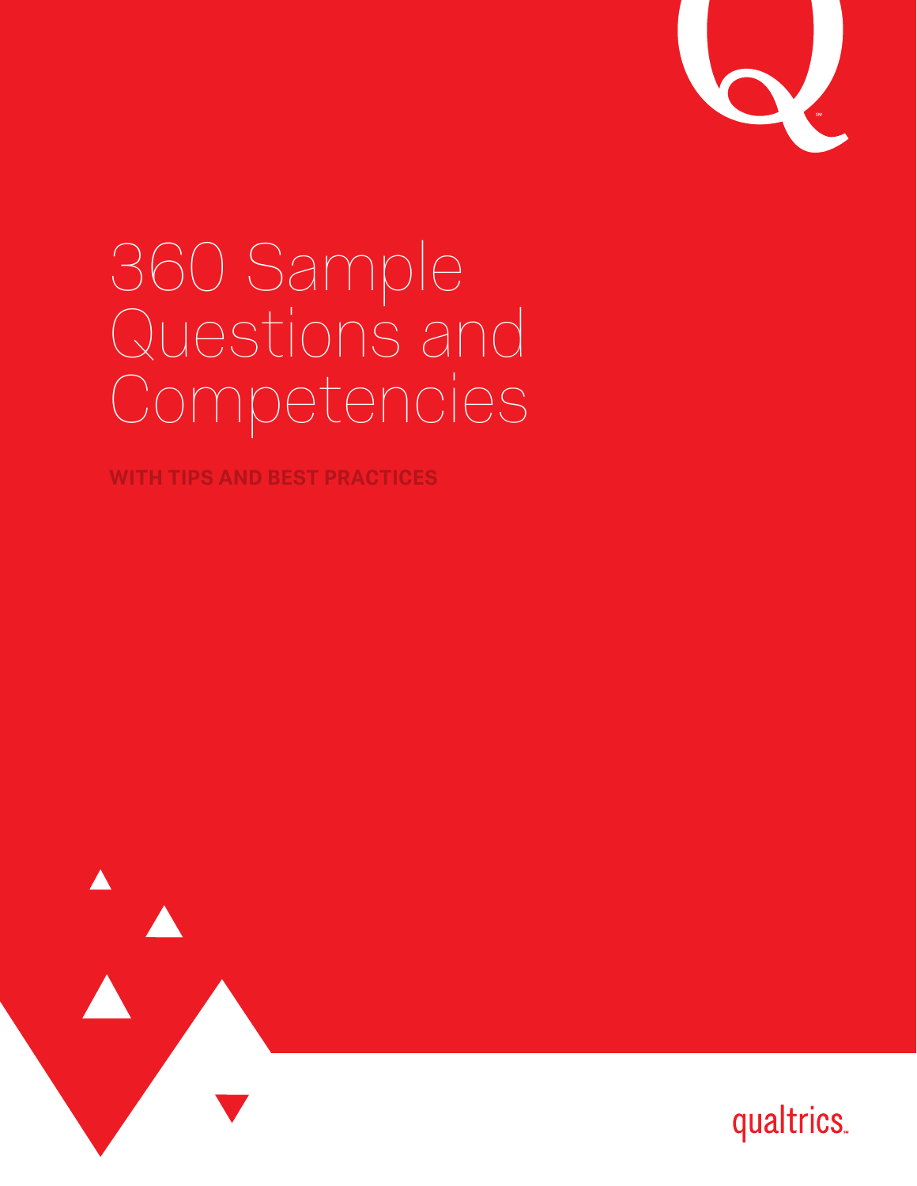# 360 Sample Questions and Competencies

**WITH TIPS AND BEST PRACTICES**

qualtrics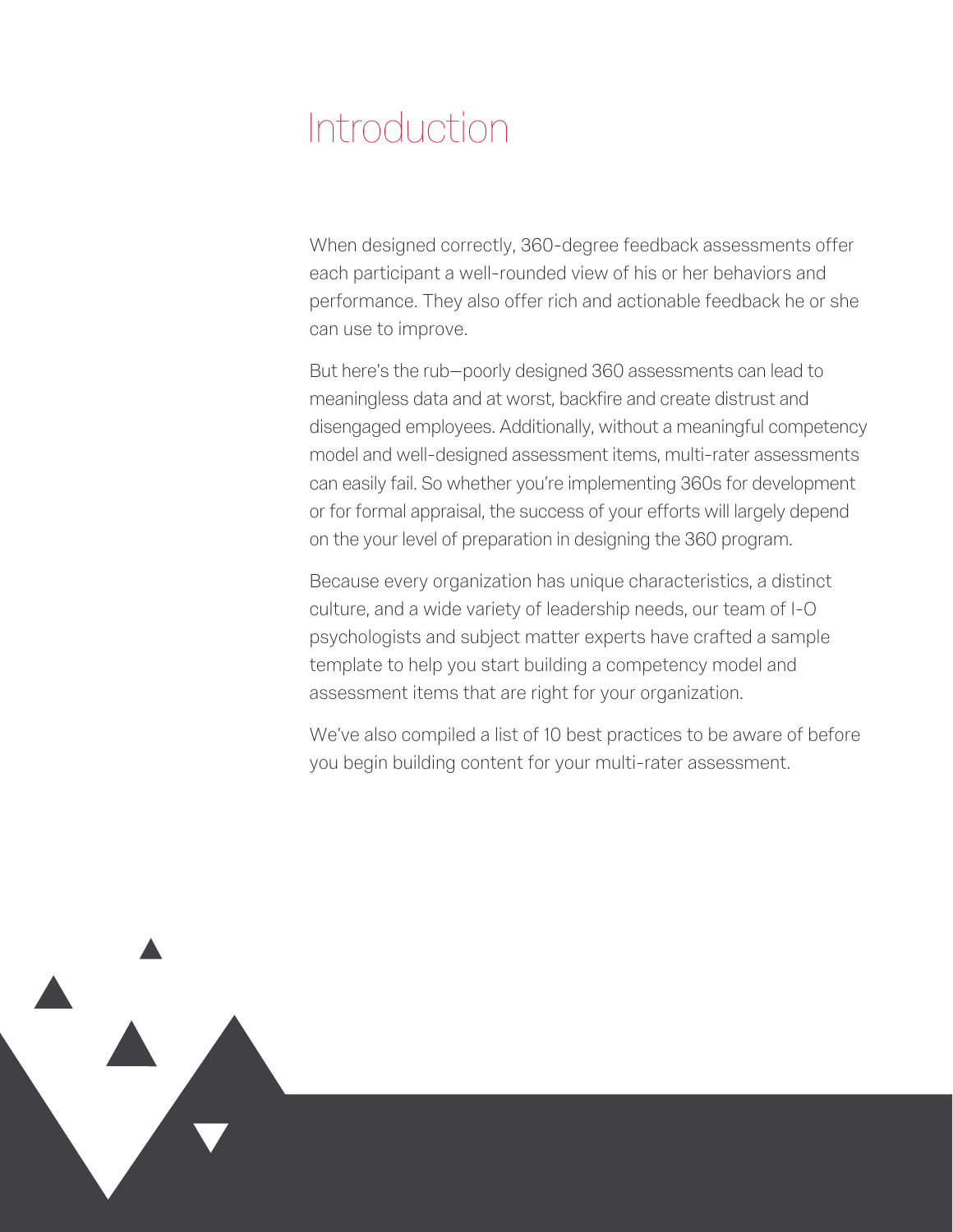# Introduction

When designed correctly, 360-degree feedback assessments offer each participant a well-rounded view of his or her behaviors and performance. They also offer rich and actionable feedback he or she can use to improve.

But here's the rub—poorly designed 360 assessments can lead to meaningless data and at worst, backfire and create distrust and disengaged employees. Additionally, without a meaningful competency model and well-designed assessment items, multi-rater assessments can easily fail. So whether you're implementing 360s for development or for formal appraisal, the success of your efforts will largely depend on the your level of preparation in designing the 360 program.

Because every organization has unique characteristics, a distinct culture, and a wide variety of leadership needs, our team of I-O psychologists and subject matter experts have crafted a sample template to help you start building a competency model and assessment items that are right for your organization.

We've also compiled a list of 10 best practices to be aware of before you begin building content for your multi-rater assessment.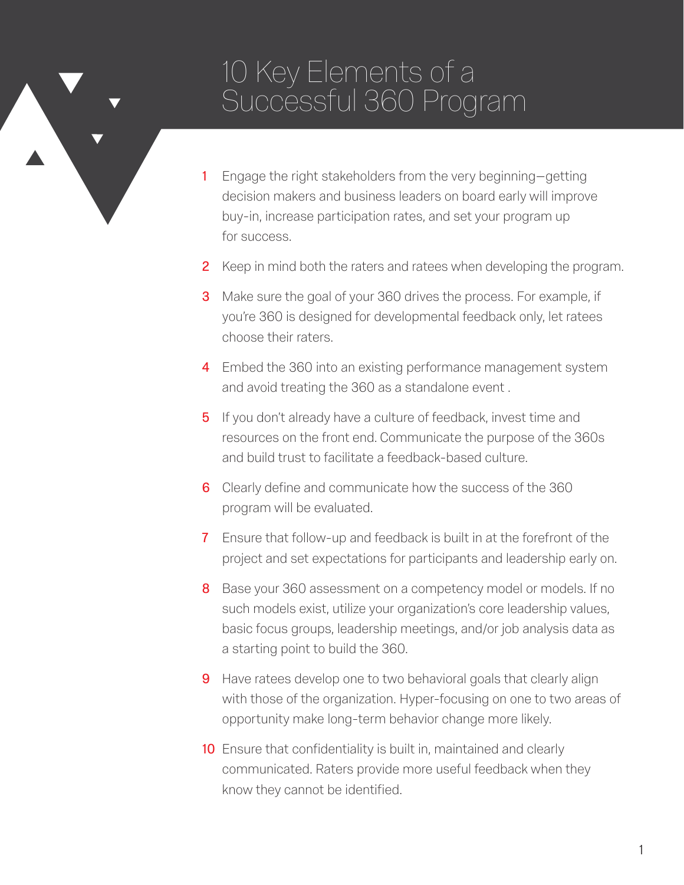# 10 Key Elements of a Successful 360 Program

1. Engage the right stakeholders from the very beginning—getting decision makers and business leaders on board early will improve buy-in, increase participation rates, and set your program up for success.

2. Keep in mind both the raters and ratees when developing the program.

3. Make sure the goal of your 360 drives the process. For example, if you're 360 is designed for developmental feedback only, let ratees choose their raters.

4. Embed the 360 into an existing performance management system and avoid treating the 360 as a standalone event .

5. If you don't already have a culture of feedback, invest time and resources on the front end. Communicate the purpose of the 360s and build trust to facilitate a feedback-based culture.

6. Clearly define and communicate how the success of the 360 program will be evaluated.

7. Ensure that follow-up and feedback is built in at the forefront of the project and set expectations for participants and leadership early on.

8. Base your 360 assessment on a competency model or models. If no such models exist, utilize your organization's core leadership values, basic focus groups, leadership meetings, and/or job analysis data as a starting point to build the 360.

9. Have ratees develop one to two behavioral goals that clearly align with those of the organization. Hyper-focusing on one to two areas of opportunity make long-term behavior change more likely.

10. Ensure that confidentiality is built in, maintained and clearly communicated. Raters provide more useful feedback when they know they cannot be identified.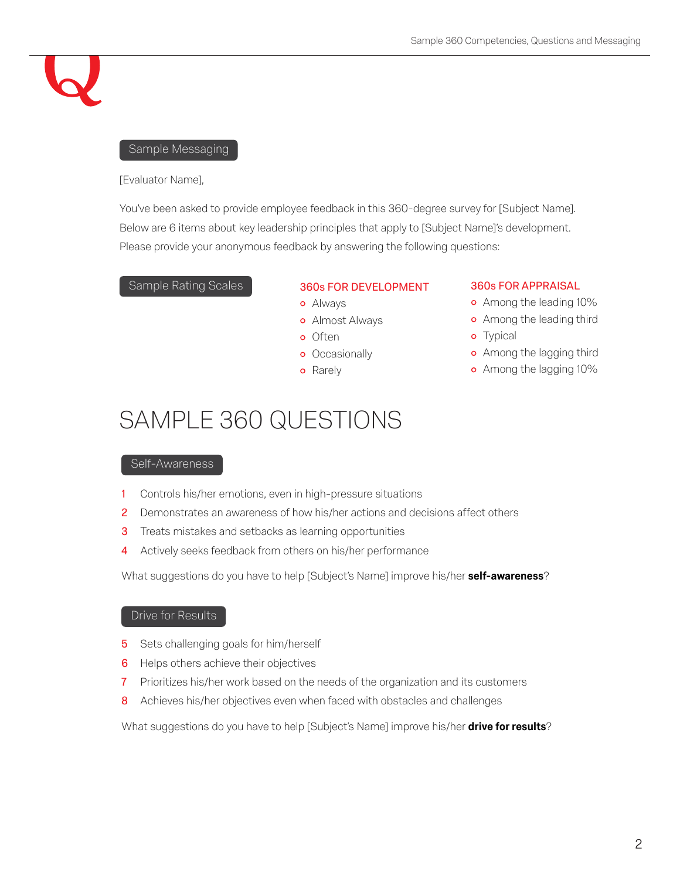### Sample Messaging

[Evaluator Name],

You've been asked to provide employee feedback in this 360-degree survey for [Subject Name]. Below are 6 items about key leadership principles that apply to [Subject Name]'s development. Please provide your anonymous feedback by answering the following questions:

### Sample Rating Scales

**360s FOR DEVELOPMENT**

- Always
- Almost Always
- Often
- Occasionally
- Rarely

**360s FOR APPRAISAL**

- Among the leading 10%
- Among the leading third
- Typical
- Among the lagging third
- Among the lagging 10%

# SAMPLE 360 QUESTIONS

### Self-Awareness

1. Controls his/her emotions, even in high-pressure situations
2. Demonstrates an awareness of how his/her actions and decisions affect others
3. Treats mistakes and setbacks as learning opportunities
4. Actively seeks feedback from others on his/her performance

What suggestions do you have to help [Subject's Name] improve his/her **self-awareness**?

### Drive for Results

5. Sets challenging goals for him/herself
6. Helps others achieve their objectives
7. Prioritizes his/her work based on the needs of the organization and its customers
8. Achieves his/her objectives even when faced with obstacles and challenges

What suggestions do you have to help [Subject's Name] improve his/her **drive for results**?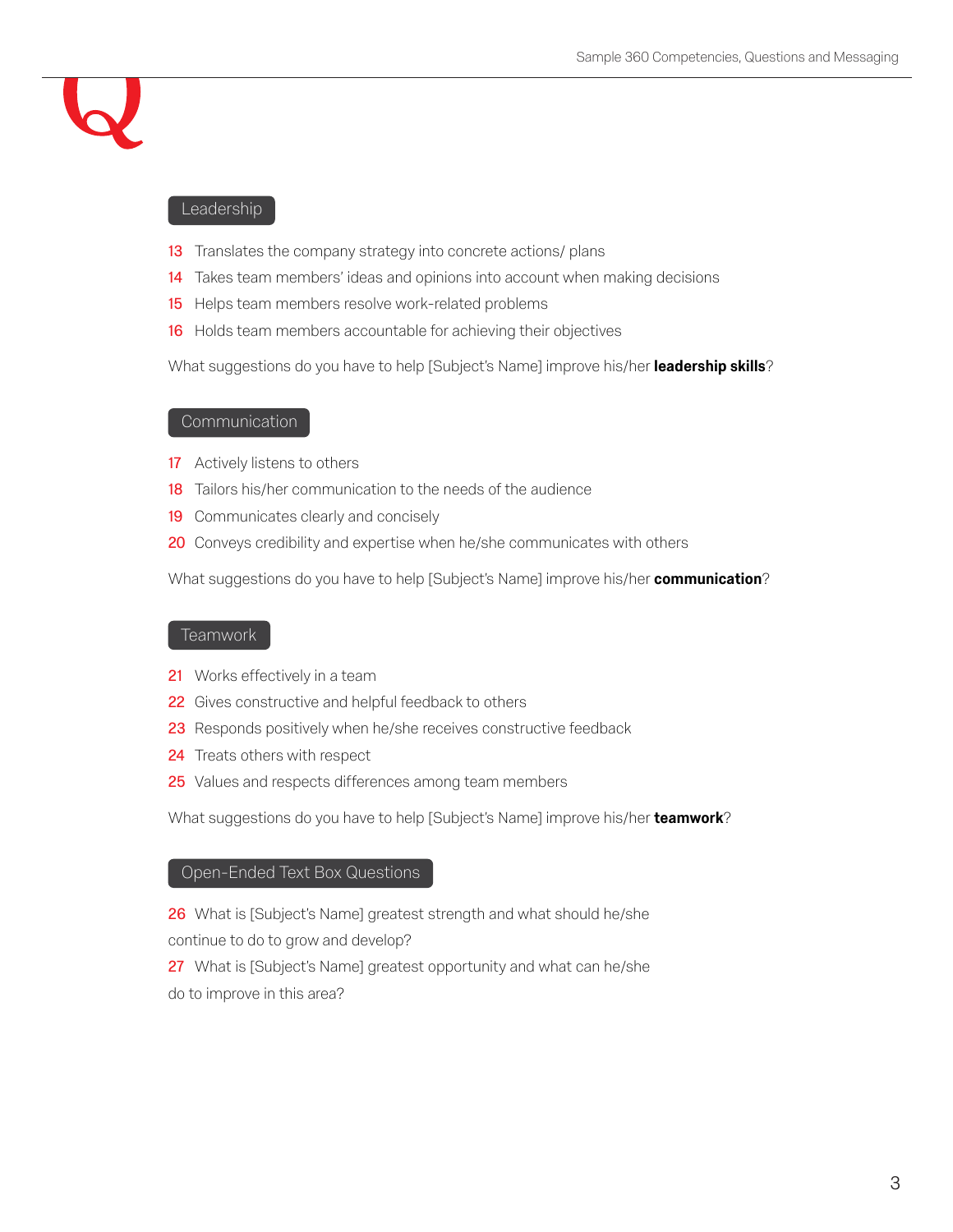## Leadership

13 Translates the company strategy into concrete actions/ plans

14 Takes team members' ideas and opinions into account when making decisions

15 Helps team members resolve work-related problems

16 Holds team members accountable for achieving their objectives

What suggestions do you have to help [Subject's Name] improve his/her **leadership skills**?

## Communication

17 Actively listens to others

18 Tailors his/her communication to the needs of the audience

19 Communicates clearly and concisely

20 Conveys credibility and expertise when he/she communicates with others

What suggestions do you have to help [Subject's Name] improve his/her **communication**?

## Teamwork

21 Works effectively in a team

22 Gives constructive and helpful feedback to others

23 Responds positively when he/she receives constructive feedback

24 Treats others with respect

25 Values and respects differences among team members

What suggestions do you have to help [Subject's Name] improve his/her **teamwork**?

## Open-Ended Text Box Questions

26 What is [Subject's Name] greatest strength and what should he/she continue to do to grow and develop?

27 What is [Subject's Name] greatest opportunity and what can he/she do to improve in this area?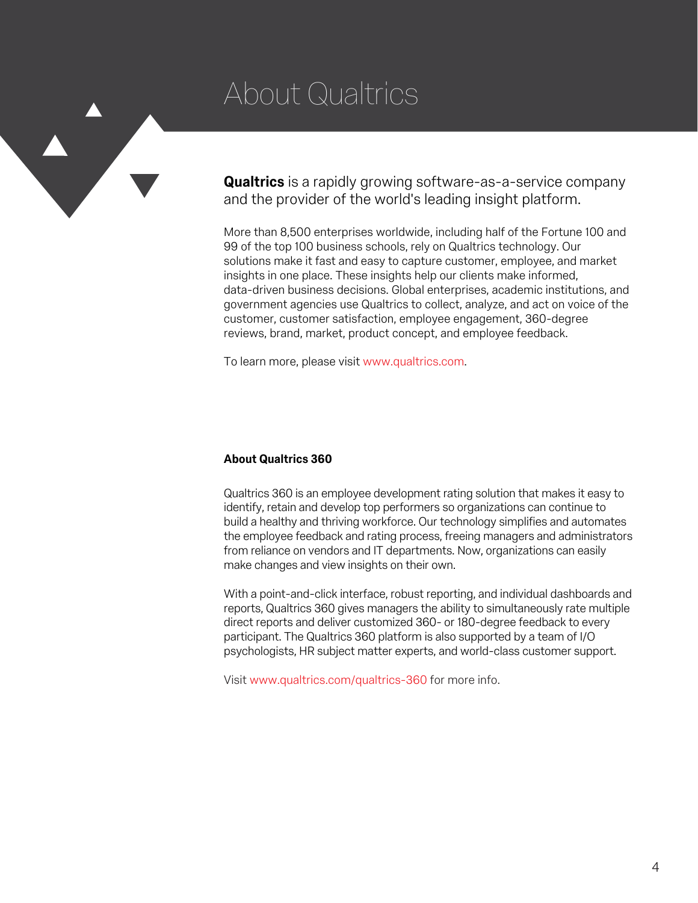# About Qualtrics

**Qualtrics** is a rapidly growing software-as-a-service company and the provider of the world's leading insight platform.

More than 8,500 enterprises worldwide, including half of the Fortune 100 and 99 of the top 100 business schools, rely on Qualtrics technology. Our solutions make it fast and easy to capture customer, employee, and market insights in one place. These insights help our clients make informed, data-driven business decisions. Global enterprises, academic institutions, and government agencies use Qualtrics to collect, analyze, and act on voice of the customer, customer satisfaction, employee engagement, 360-degree reviews, brand, market, product concept, and employee feedback.

To learn more, please visit www.qualtrics.com.

**About Qualtrics 360**

Qualtrics 360 is an employee development rating solution that makes it easy to identify, retain and develop top performers so organizations can continue to build a healthy and thriving workforce. Our technology simplifies and automates the employee feedback and rating process, freeing managers and administrators from reliance on vendors and IT departments. Now, organizations can easily make changes and view insights on their own.

With a point-and-click interface, robust reporting, and individual dashboards and reports, Qualtrics 360 gives managers the ability to simultaneously rate multiple direct reports and deliver customized 360- or 180-degree feedback to every participant. The Qualtrics 360 platform is also supported by a team of I/O psychologists, HR subject matter experts, and world-class customer support.

Visit www.qualtrics.com/qualtrics-360 for more info.